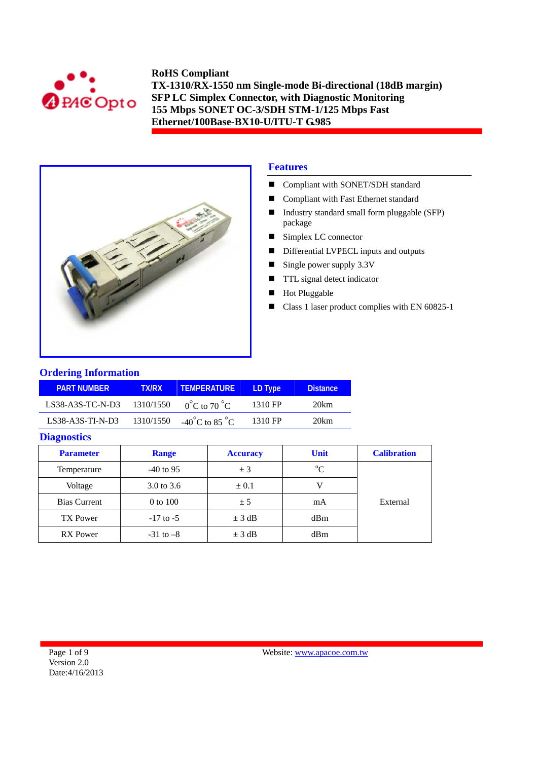**RoHS Compliant**
**TX-1310/RX-1550 nm Single-mode Bi-directional (18dB margin)**
**SFP LC Simplex Connector, with Diagnostic Monitoring**
**155 Mbps SONET OC-3/SDH STM-1/125 Mbps Fast Ethernet/100Base-BX10-U/ITU-T G.985**

## Features

- Compliant with SONET/SDH standard
- Compliant with Fast Ethernet standard
- Industry standard small form pluggable (SFP) package
- Simplex LC connector
- Differential LVPECL inputs and outputs
- Single power supply 3.3V
- TTL signal detect indicator
- Hot Pluggable
- Class 1 laser product complies with EN 60825-1

## Ordering Information

| PART NUMBER | TX/RX | TEMPERATURE | LD Type | Distance |
|---|---|---|---|---|
| LS38-A3S-TC-N-D3 | 1310/1550 | 0°C to 70 °C | 1310 FP | 20km |
| LS38-A3S-TI-N-D3 | 1310/1550 | -40°C to 85 °C | 1310 FP | 20km |

## Diagnostics

| Parameter | Range | Accuracy | Unit | Calibration |
|---|---|---|---|---|
| Temperature | -40 to 95 | ± 3 | °C | External |
| Voltage | 3.0 to 3.6 | ± 0.1 | V | |
| Bias Current | 0 to 100 | ± 5 | mA | |
| TX Power | -17 to -5 | ± 3 dB | dBm | |
| RX Power | -31 to –8 | ± 3 dB | dBm | |

Version 2.0
Date:4/16/2013

Website: www.apacoe.com.tw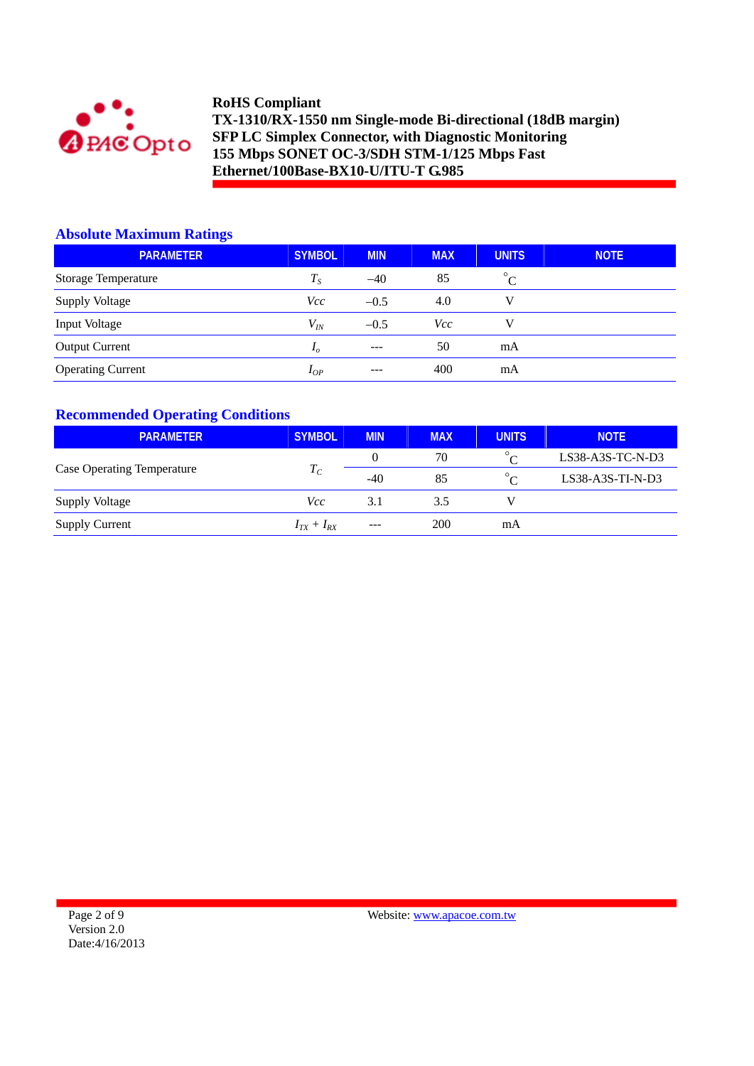## Absolute Maximum Ratings

| PARAMETER | SYMBOL | MIN | MAX | UNITS | NOTE |
|---|---|---|---|---|---|
| Storage Temperature | $T_S$ | –40 | 85 | °C | |
| Supply Voltage | $Vcc$ | –0.5 | 4.0 | V | |
| Input Voltage | $V_{IN}$ | –0.5 | $Vcc$ | V | |
| Output Current | $I_o$ | --- | 50 | mA | |
| Operating Current | $I_{OP}$ | --- | 400 | mA | |

## Recommended Operating Conditions

| PARAMETER | SYMBOL | MIN | MAX | UNITS | NOTE |
|---|---|---|---|---|---|
| Case Operating Temperature | $T_C$ | 0 | 70 | °C | LS38-A3S-TC-N-D3 |
| | | -40 | 85 | °C | LS38-A3S-TI-N-D3 |
| Supply Voltage | $Vcc$ | 3.1 | 3.5 | V | |
| Supply Current | $I_{TX} + I_{RX}$ | --- | 200 | mA | |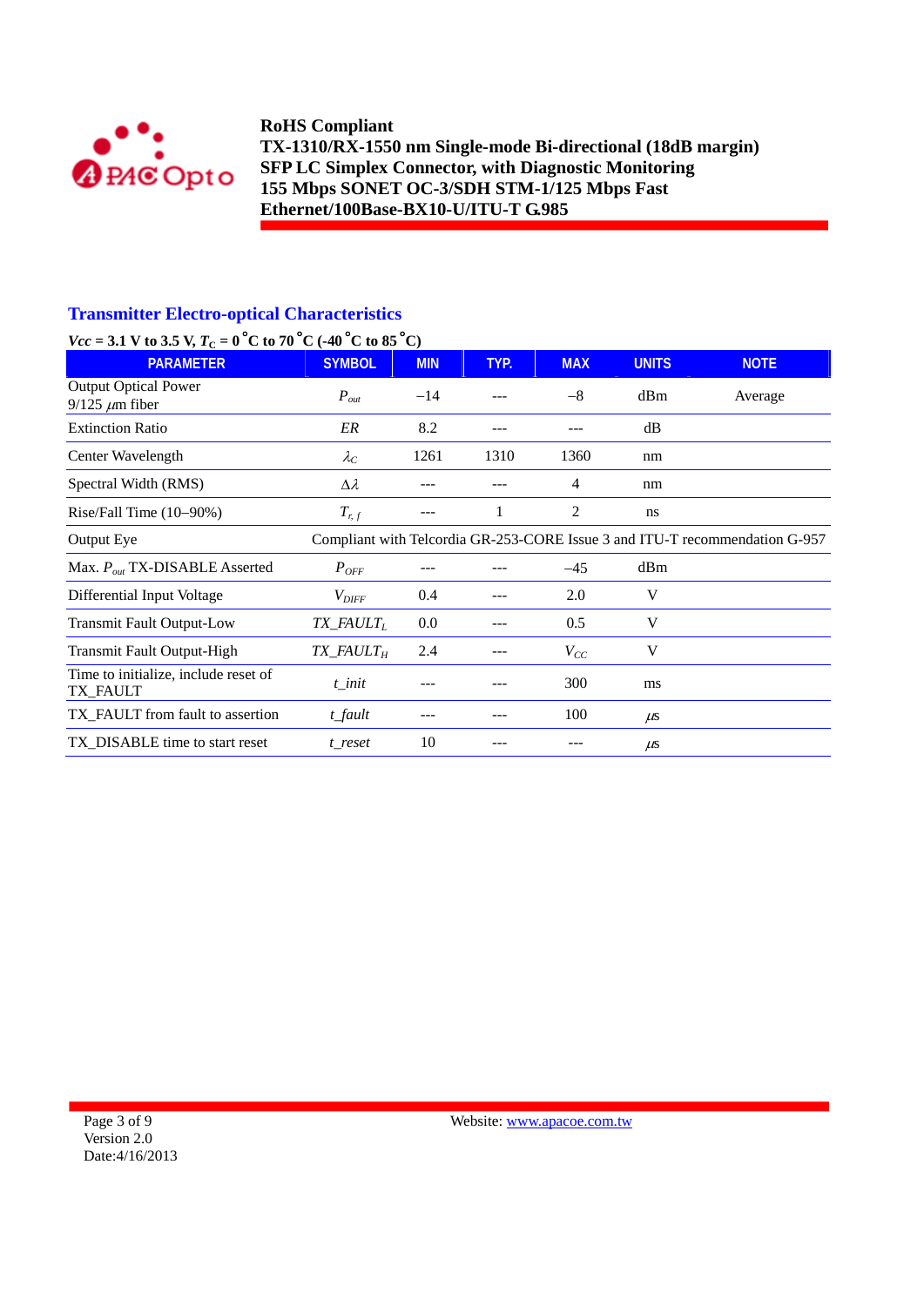**RoHS Compliant**
**TX-1310/RX-1550 nm Single-mode Bi-directional (18dB margin)**
**SFP LC Simplex Connector, with Diagnostic Monitoring**
**155 Mbps SONET OC-3/SDH STM-1/125 Mbps Fast Ethernet/100Base-BX10-U/ITU-T G.985**

## Transmitter Electro-optical Characteristics

**$V_{cc}$ = 3.1 V to 3.5 V, $T_C$ = 0 °C to 70 °C (-40 °C to 85 °C)**

| PARAMETER | SYMBOL | MIN | TYP. | MAX | UNITS | NOTE |
|---|---|---|---|---|---|---|
| Output Optical Power 9/125 $\mu$m fiber | $P_{out}$ | –14 | --- | –8 | dBm | Average |
| Extinction Ratio | $ER$ | 8.2 | --- | --- | dB | |
| Center Wavelength | $\lambda_C$ | 1261 | 1310 | 1360 | nm | |
| Spectral Width (RMS) | $\Delta\lambda$ | --- | --- | 4 | nm | |
| Rise/Fall Time (10–90%) | $T_{r,f}$ | --- | 1 | 2 | ns | |
| Output Eye | Compliant with Telcordia GR-253-CORE Issue 3 and ITU-T recommendation G-957 | | | | | |
| Max. $P_{out}$ TX-DISABLE Asserted | $P_{OFF}$ | --- | --- | –45 | dBm | |
| Differential Input Voltage | $V_{DIFF}$ | 0.4 | --- | 2.0 | V | |
| Transmit Fault Output-Low | $TX\_FAULT_L$ | 0.0 | --- | 0.5 | V | |
| Transmit Fault Output-High | $TX\_FAULT_H$ | 2.4 | --- | $V_{CC}$ | V | |
| Time to initialize, include reset of TX_FAULT | $t\_init$ | --- | --- | 300 | ms | |
| TX_FAULT from fault to assertion | $t\_fault$ | --- | --- | 100 | $\mu$s | |
| TX_DISABLE time to start reset | $t\_reset$ | 10 | --- | --- | $\mu$s | |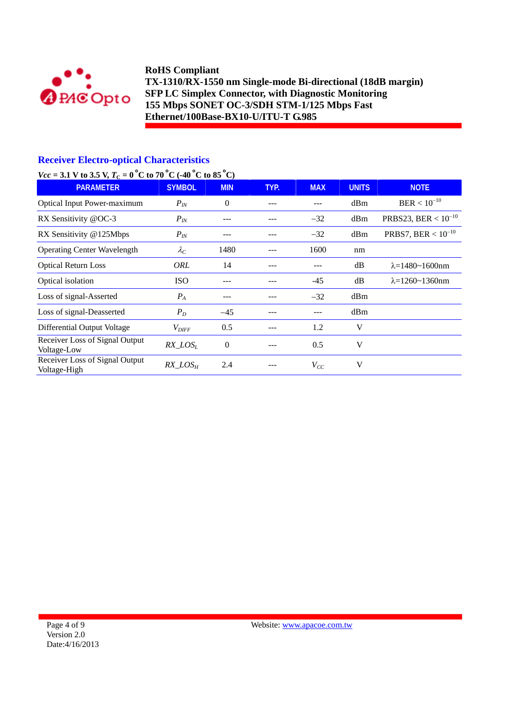## Receiver Electro-optical Characteristics

***Vcc* = 3.1 V to 3.5 V, $T_C$ = 0 °C to 70 °C (-40 °C to 85 °C)**

| PARAMETER | SYMBOL | MIN | TYP. | MAX | UNITS | NOTE |
|---|---|---|---|---|---|---|
| Optical Input Power-maximum | $P_{IN}$ | 0 | --- | --- | dBm | BER < $10^{-10}$ |
| RX Sensitivity @OC-3 | $P_{IN}$ | --- | --- | −32 | dBm | PRBS23, BER < $10^{-10}$ |
| RX Sensitivity @125Mbps | $P_{IN}$ | --- | --- | −32 | dBm | PRBS7, BER < $10^{-10}$ |
| Operating Center Wavelength | $\lambda_C$ | 1480 | --- | 1600 | nm | |
| Optical Return Loss | *ORL* | 14 | --- | --- | dB | λ=1480~1600nm |
| Optical isolation | ISO | --- | --- | -45 | dB | λ=1260~1360nm |
| Loss of signal-Asserted | $P_A$ | --- | --- | −32 | dBm | |
| Loss of signal-Deasserted | $P_D$ | −45 | --- | --- | dBm | |
| Differential Output Voltage | $V_{DIFF}$ | 0.5 | --- | 1.2 | V | |
| Receiver Loss of Signal Output Voltage-Low | $RX\_LOS_L$ | 0 | --- | 0.5 | V | |
| Receiver Loss of Signal Output Voltage-High | $RX\_LOS_H$ | 2.4 | --- | $V_{CC}$ | V | |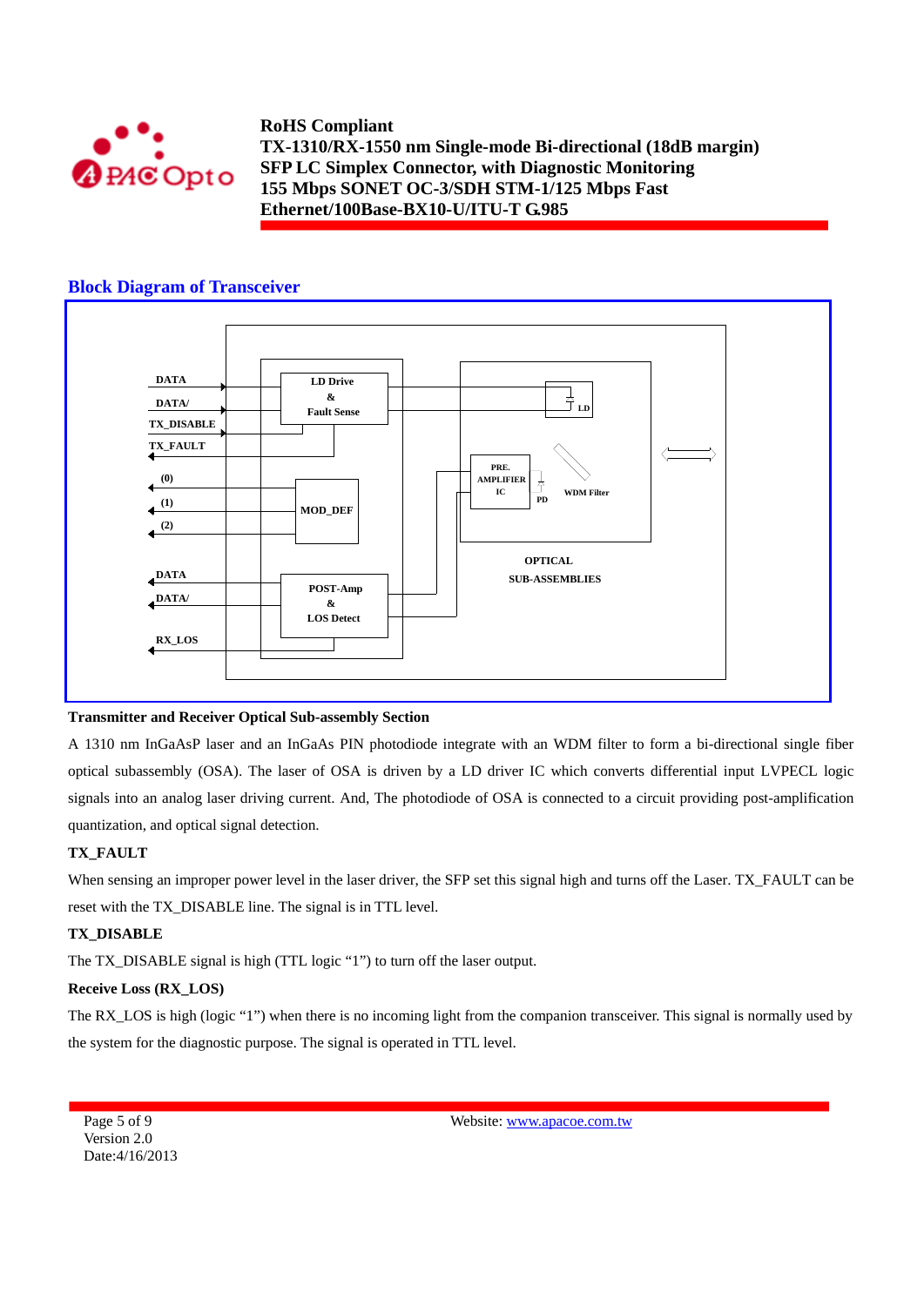## Block Diagram of Transceiver

**Transmitter and Receiver Optical Sub-assembly Section**

A 1310 nm InGaAsP laser and an InGaAs PIN photodiode integrate with an WDM filter to form a bi-directional single fiber optical subassembly (OSA). The laser of OSA is driven by a LD driver IC which converts differential input LVPECL logic signals into an analog laser driving current. And, The photodiode of OSA is connected to a circuit providing post-amplification quantization, and optical signal detection.

**TX_FAULT**

When sensing an improper power level in the laser driver, the SFP set this signal high and turns off the Laser. TX_FAULT can be reset with the TX_DISABLE line. The signal is in TTL level.

**TX_DISABLE**

The TX_DISABLE signal is high (TTL logic "1") to turn off the laser output.

**Receive Loss (RX_LOS)**

The RX_LOS is high (logic "1") when there is no incoming light from the companion transceiver. This signal is normally used by the system for the diagnostic purpose. The signal is operated in TTL level.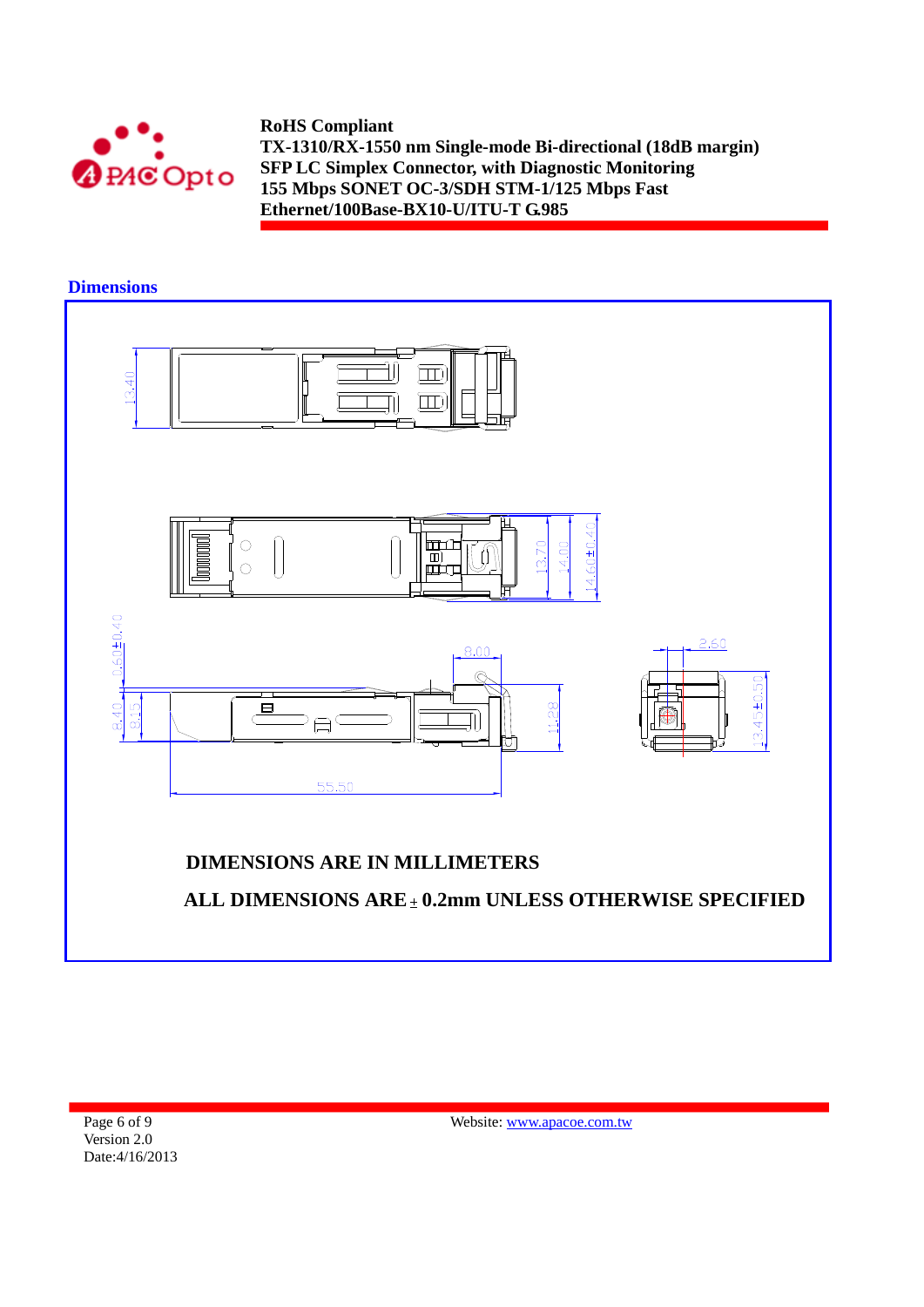RoHS Compliant
TX-1310/RX-1550 nm Single-mode Bi-directional (18dB margin)
SFP LC Simplex Connector, with Diagnostic Monitoring
155 Mbps SONET OC-3/SDH STM-1/125 Mbps Fast Ethernet/100Base-BX10-U/ITU-T G.985

## Dimensions

13.40

13.70 14.00 14.60±0.40

0.60±0.40 8.40 8.55 8.00 11.28 55.50

2.60 13.45±0.50

**DIMENSIONS ARE IN MILLIMETERS**

**ALL DIMENSIONS ARE ± 0.2mm UNLESS OTHERWISE SPECIFIED**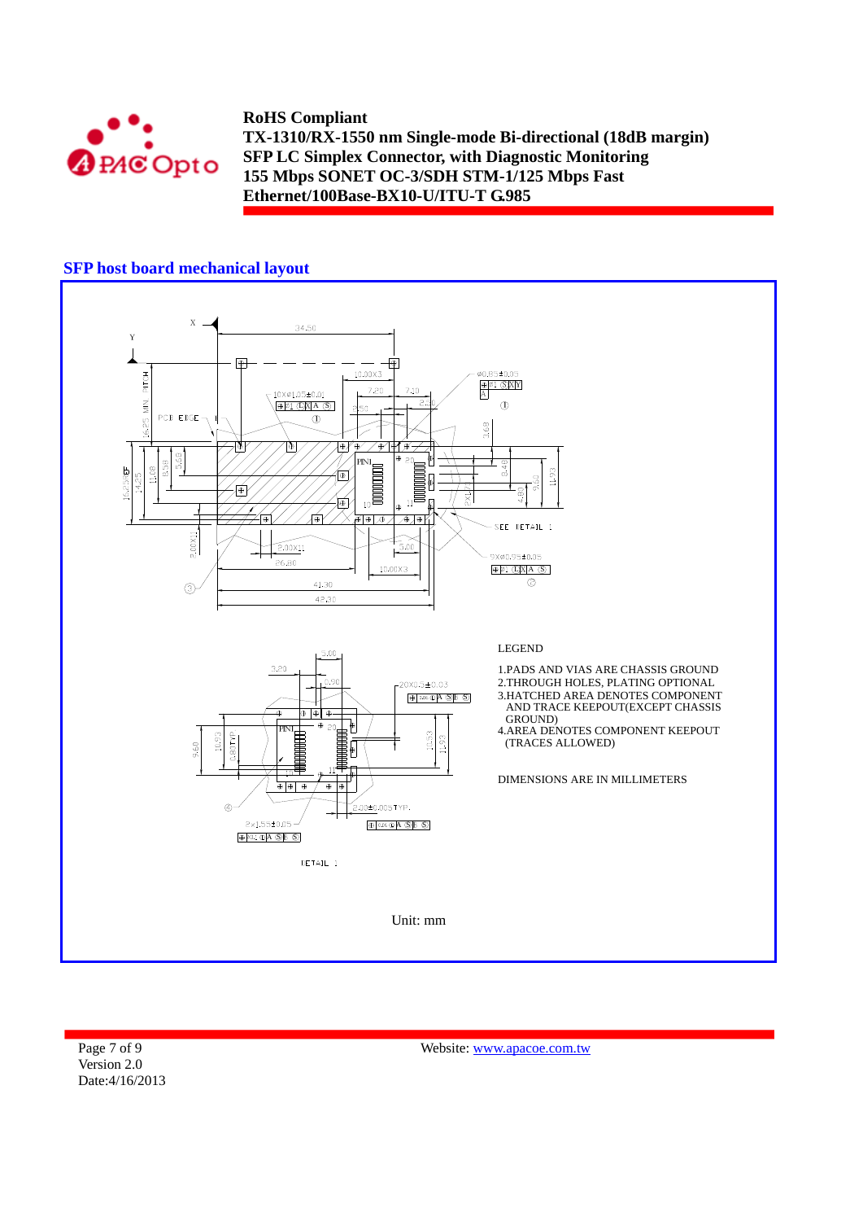## SFP host board mechanical layout

LEGEND

1. PADS AND VIAS ARE CHASSIS GROUND
2. THROUGH HOLES, PLATING OPTIONAL
3. HATCHED AREA DENOTES COMPONENT AND TRACE KEEPOUT(EXCEPT CHASSIS GROUND)
4. AREA DENOTES COMPONENT KEEPOUT (TRACES ALLOWED)

DIMENSIONS ARE IN MILLIMETERS

Unit: mm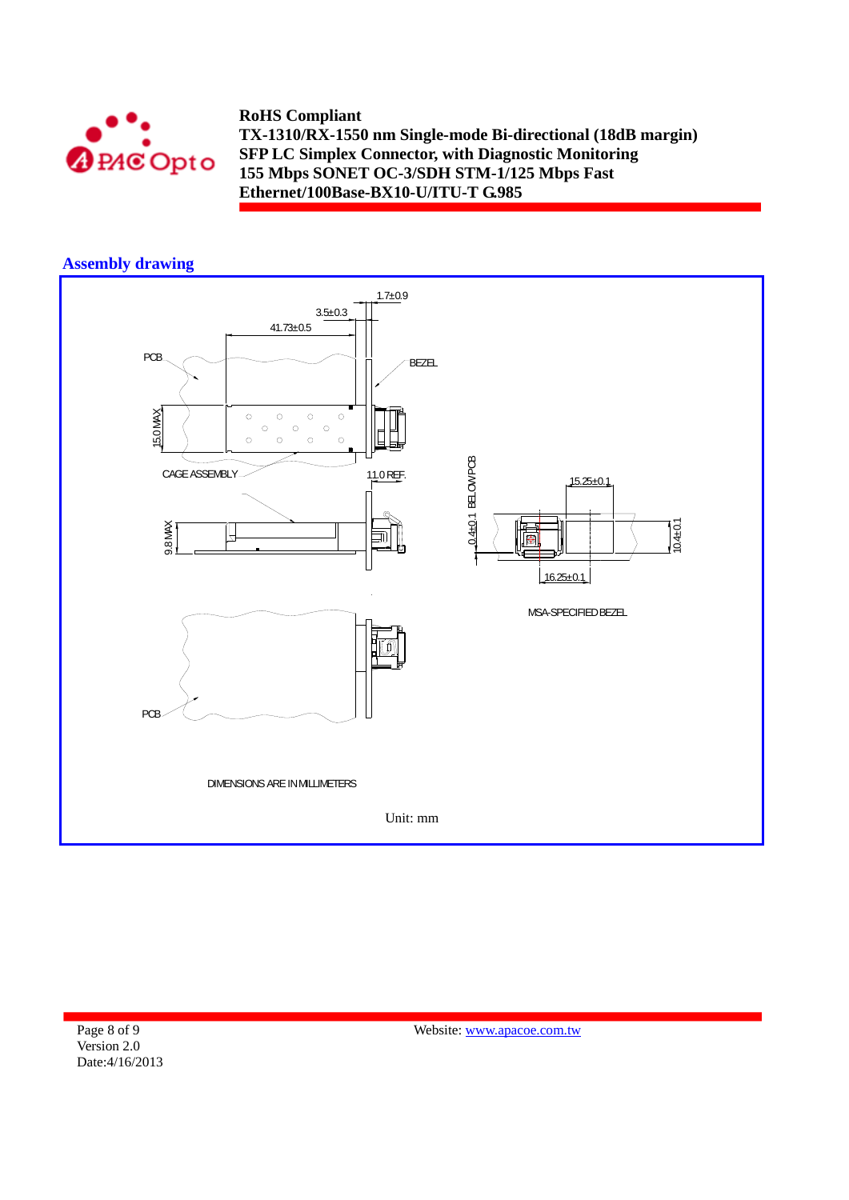## Assembly drawing

PCB

BEZEL

1.7±0.9

3.5±0.3

41.73±0.5

15.0 MAX

CAGE ASSEMBLY

11.0 REF.

9.8 MAX

0.4±0.1 BELOW PCB

15.25±0.1

10.4±0.1

16.25±0.1

MSA-SPECIFIED BEZEL

PCB

DIMENSIONS ARE IN MILLIMETERS

Unit: mm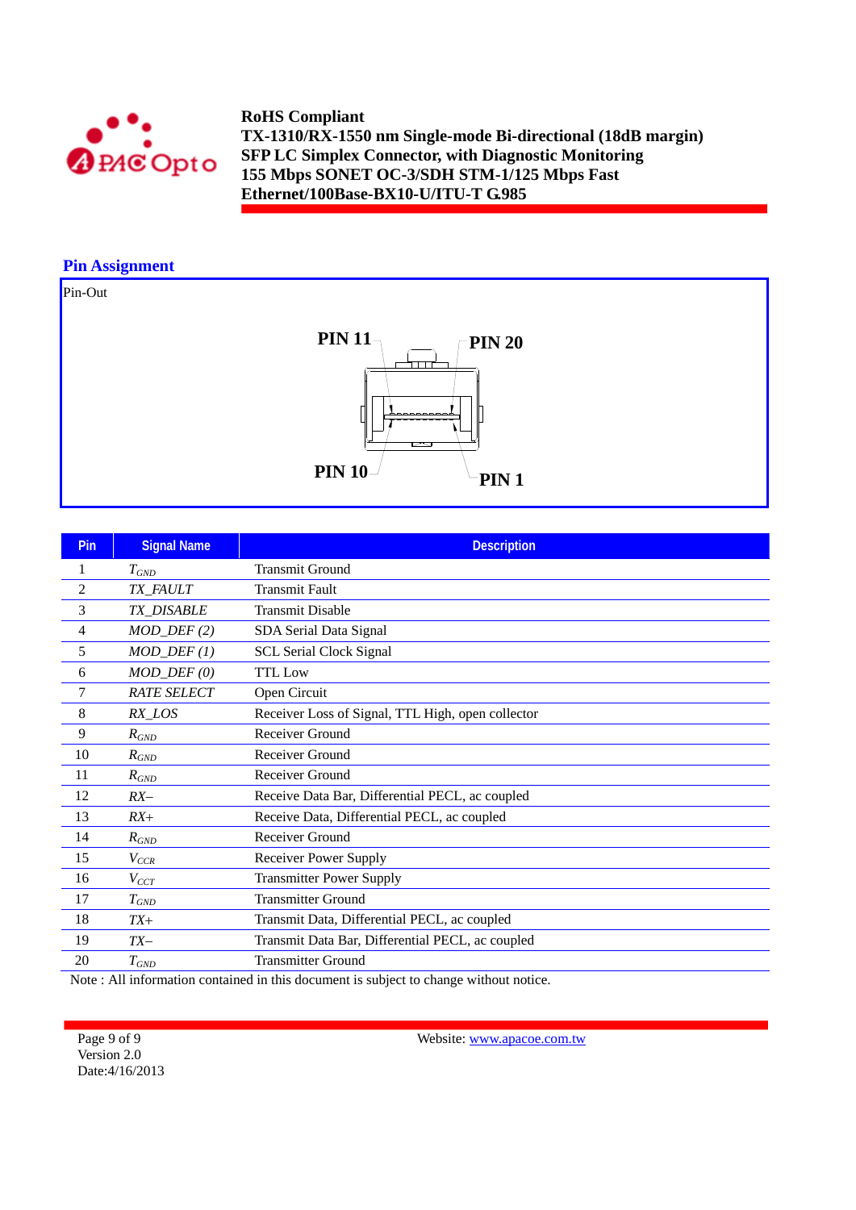## Pin Assignment

Pin-Out

PIN 11
PIN 20
PIN 10
PIN 1

| Pin | Signal Name | Description |
|---|---|---|
| 1 | $T_{GND}$ | Transmit Ground |
| 2 | *TX_FAULT* | Transmit Fault |
| 3 | *TX_DISABLE* | Transmit Disable |
| 4 | *MOD_DEF (2)* | SDA Serial Data Signal |
| 5 | *MOD_DEF (1)* | SCL Serial Clock Signal |
| 6 | *MOD_DEF (0)* | TTL Low |
| 7 | *RATE SELECT* | Open Circuit |
| 8 | *RX_LOS* | Receiver Loss of Signal, TTL High, open collector |
| 9 | $R_{GND}$ | Receiver Ground |
| 10 | $R_{GND}$ | Receiver Ground |
| 11 | $R_{GND}$ | Receiver Ground |
| 12 | *RX–* | Receive Data Bar, Differential PECL, ac coupled |
| 13 | *RX+* | Receive Data, Differential PECL, ac coupled |
| 14 | $R_{GND}$ | Receiver Ground |
| 15 | $V_{CCR}$ | Receiver Power Supply |
| 16 | $V_{CCT}$ | Transmitter Power Supply |
| 17 | $T_{GND}$ | Transmitter Ground |
| 18 | *TX+* | Transmit Data, Differential PECL, ac coupled |
| 19 | *TX–* | Transmit Data Bar, Differential PECL, ac coupled |
| 20 | $T_{GND}$ | Transmitter Ground |

Note : All information contained in this document is subject to change without notice.